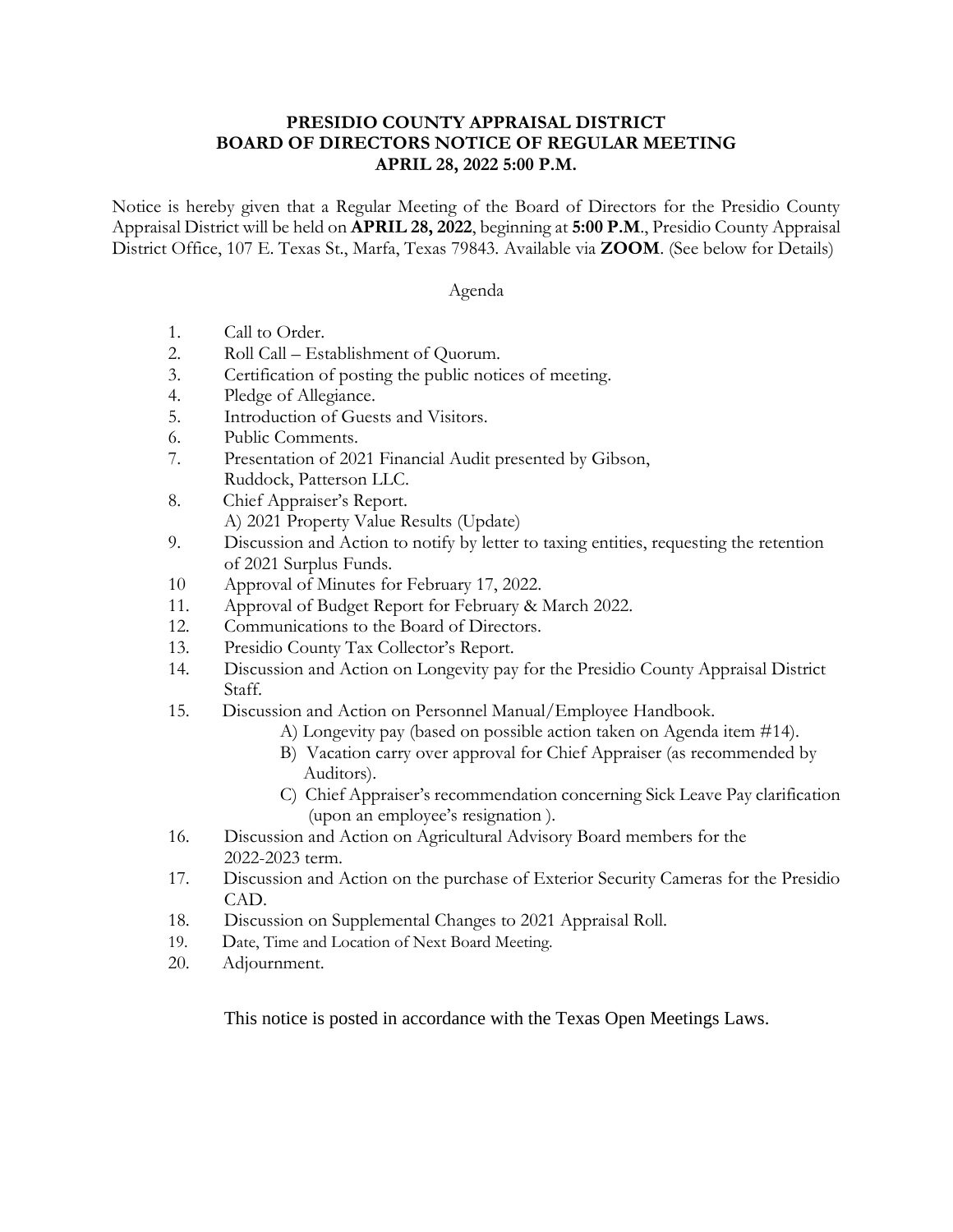**PRESIDIO COUNTY APPRAISAL DISTRICT**
**BOARD OF DIRECTORS NOTICE OF REGULAR MEETING**
**APRIL 28, 2022 5:00 P.M.**

Notice is hereby given that a Regular Meeting of the Board of Directors for the Presidio County Appraisal District will be held on **APRIL 28, 2022**, beginning at **5:00 P.M**., Presidio County Appraisal District Office, 107 E. Texas St., Marfa, Texas 79843. Available via **ZOOM**. (See below for Details)

Agenda

1. Call to Order.
2. Roll Call – Establishment of Quorum.
3. Certification of posting the public notices of meeting.
4. Pledge of Allegiance.
5. Introduction of Guests and Visitors.
6. Public Comments.
7. Presentation of 2021 Financial Audit presented by Gibson, Ruddock, Patterson LLC.
8. Chief Appraiser's Report.
   A) 2021 Property Value Results (Update)
9. Discussion and Action to notify by letter to taxing entities, requesting the retention of 2021 Surplus Funds.
10. Approval of Minutes for February 17, 2022.
11. Approval of Budget Report for February & March 2022.
12. Communications to the Board of Directors.
13. Presidio County Tax Collector's Report.
14. Discussion and Action on Longevity pay for the Presidio County Appraisal District Staff.
15. Discussion and Action on Personnel Manual/Employee Handbook.
    A) Longevity pay (based on possible action taken on Agenda item #14).
    B) Vacation carry over approval for Chief Appraiser (as recommended by Auditors).
    C) Chief Appraiser's recommendation concerning Sick Leave Pay clarification (upon an employee's resignation ).
16. Discussion and Action on Agricultural Advisory Board members for the 2022-2023 term.
17. Discussion and Action on the purchase of Exterior Security Cameras for the Presidio CAD.
18. Discussion on Supplemental Changes to 2021 Appraisal Roll.
19. Date, Time and Location of Next Board Meeting.
20. Adjournment.

This notice is posted in accordance with the Texas Open Meetings Laws.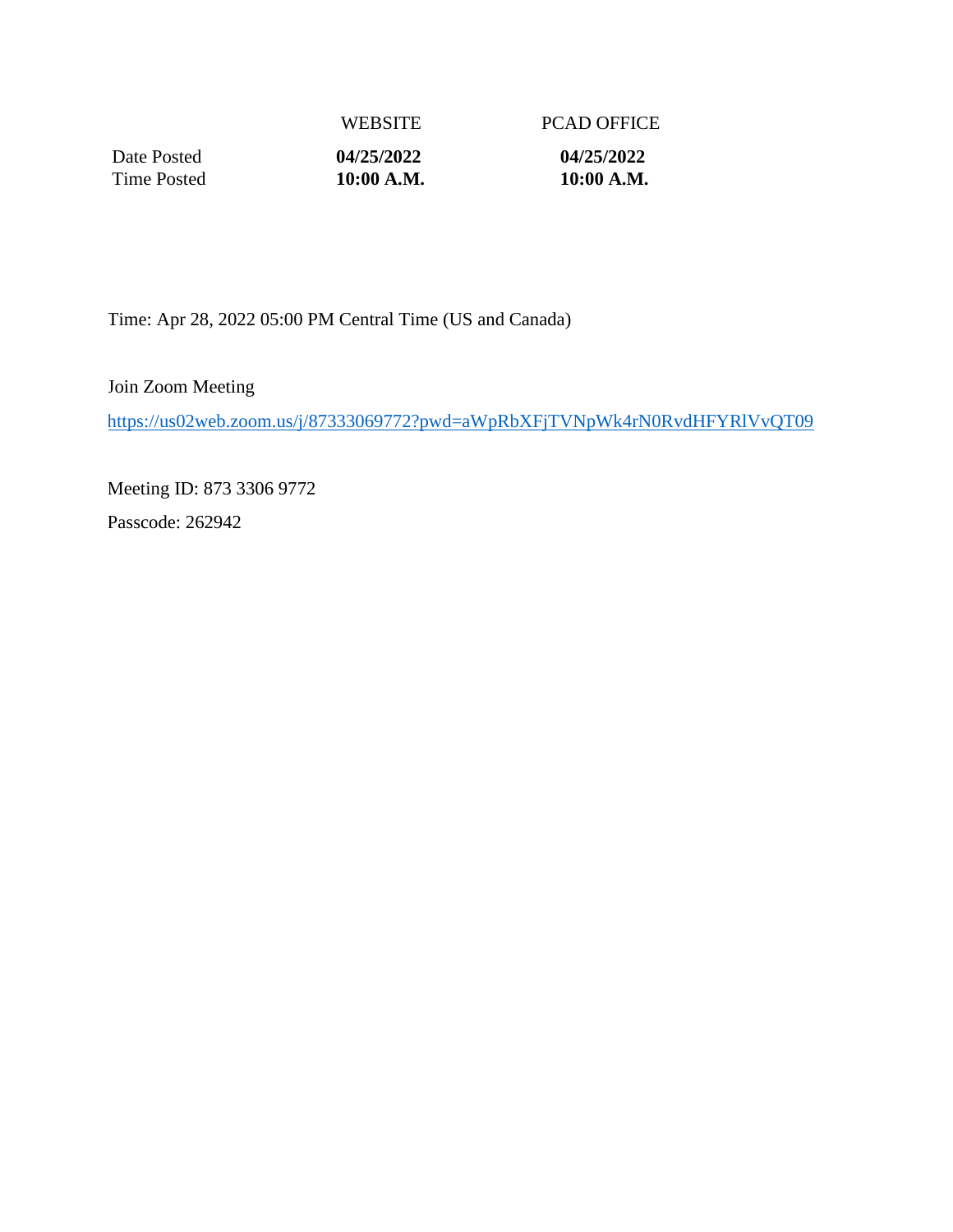| | WEBSITE | PCAD OFFICE |
|---|---|---|
| Date Posted | **04/25/2022** | **04/25/2022** |
| Time Posted | **10:00 A.M.** | **10:00 A.M.** |

Time: Apr 28, 2022 05:00 PM Central Time (US and Canada)

Join Zoom Meeting

https://us02web.zoom.us/j/87333069772?pwd=aWpRbXFjTVNpWk4rN0RvdHFYRlVvQT09

Meeting ID: 873 3306 9772

Passcode: 262942